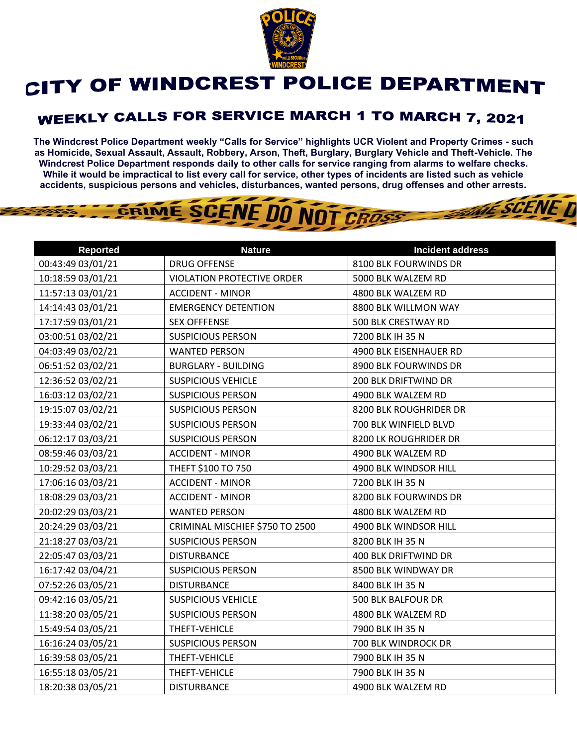# CITY OF WINDCREST POLICE DEPARTMENT

## WEEKLY CALLS FOR SERVICE MARCH 1 TO MARCH 7, 2021

**The Windcrest Police Department weekly "Calls for Service" highlights UCR Violent and Property Crimes - such as Homicide, Sexual Assault, Assault, Robbery, Arson, Theft, Burglary, Burglary Vehicle and Theft-Vehicle. The Windcrest Police Department responds daily to other calls for service ranging from alarms to welfare checks. While it would be impractical to list every call for service, other types of incidents are listed such as vehicle accidents, suspicious persons and vehicles, disturbances, wanted persons, drug offenses and other arrests.**

| Reported | Nature | Incident address |
|---|---|---|
| 00:43:49 03/01/21 | DRUG OFFENSE | 8100 BLK FOURWINDS DR |
| 10:18:59 03/01/21 | VIOLATION PROTECTIVE ORDER | 5000 BLK WALZEM RD |
| 11:57:13 03/01/21 | ACCIDENT - MINOR | 4800 BLK WALZEM RD |
| 14:14:43 03/01/21 | EMERGENCY DETENTION | 8800 BLK WILLMON WAY |
| 17:17:59 03/01/21 | SEX OFFFENSE | 500 BLK CRESTWAY RD |
| 03:00:51 03/02/21 | SUSPICIOUS PERSON | 7200 BLK IH 35 N |
| 04:03:49 03/02/21 | WANTED PERSON | 4900 BLK EISENHAUER RD |
| 06:51:52 03/02/21 | BURGLARY - BUILDING | 8900 BLK FOURWINDS DR |
| 12:36:52 03/02/21 | SUSPICIOUS VEHICLE | 200 BLK DRIFTWIND DR |
| 16:03:12 03/02/21 | SUSPICIOUS PERSON | 4900 BLK WALZEM RD |
| 19:15:07 03/02/21 | SUSPICIOUS PERSON | 8200 BLK ROUGHRIDER DR |
| 19:33:44 03/02/21 | SUSPICIOUS PERSON | 700 BLK WINFIELD BLVD |
| 06:12:17 03/03/21 | SUSPICIOUS PERSON | 8200 LK ROUGHRIDER DR |
| 08:59:46 03/03/21 | ACCIDENT - MINOR | 4900 BLK WALZEM RD |
| 10:29:52 03/03/21 | THEFT $100 TO 750 | 4900 BLK WINDSOR HILL |
| 17:06:16 03/03/21 | ACCIDENT - MINOR | 7200 BLK IH 35 N |
| 18:08:29 03/03/21 | ACCIDENT - MINOR | 8200 BLK FOURWINDS DR |
| 20:02:29 03/03/21 | WANTED PERSON | 4800 BLK WALZEM RD |
| 20:24:29 03/03/21 | CRIMINAL MISCHIEF $750 TO 2500 | 4900 BLK WINDSOR HILL |
| 21:18:27 03/03/21 | SUSPICIOUS PERSON | 8200 BLK IH 35 N |
| 22:05:47 03/03/21 | DISTURBANCE | 400 BLK DRIFTWIND DR |
| 16:17:42 03/04/21 | SUSPICIOUS PERSON | 8500 BLK WINDWAY DR |
| 07:52:26 03/05/21 | DISTURBANCE | 8400 BLK IH 35 N |
| 09:42:16 03/05/21 | SUSPICIOUS VEHICLE | 500 BLK BALFOUR DR |
| 11:38:20 03/05/21 | SUSPICIOUS PERSON | 4800 BLK WALZEM RD |
| 15:49:54 03/05/21 | THEFT-VEHICLE | 7900 BLK IH 35 N |
| 16:16:24 03/05/21 | SUSPICIOUS PERSON | 700 BLK WINDROCK DR |
| 16:39:58 03/05/21 | THEFT-VEHICLE | 7900 BLK IH 35 N |
| 16:55:18 03/05/21 | THEFT-VEHICLE | 7900 BLK IH 35 N |
| 18:20:38 03/05/21 | DISTURBANCE | 4900 BLK WALZEM RD |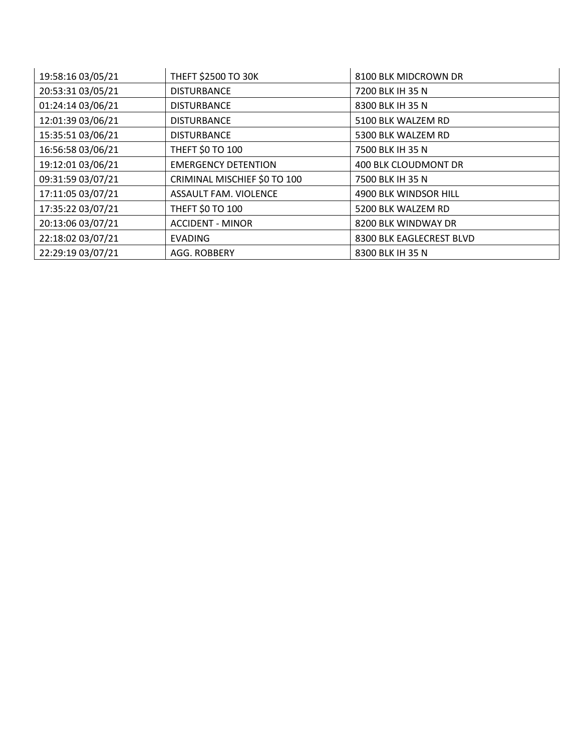| | | |
|---|---|---|
| 19:58:16 03/05/21 | THEFT $2500 TO 30K | 8100 BLK MIDCROWN DR |
| 20:53:31 03/05/21 | DISTURBANCE | 7200 BLK IH 35 N |
| 01:24:14 03/06/21 | DISTURBANCE | 8300 BLK IH 35 N |
| 12:01:39 03/06/21 | DISTURBANCE | 5100 BLK WALZEM RD |
| 15:35:51 03/06/21 | DISTURBANCE | 5300 BLK WALZEM RD |
| 16:56:58 03/06/21 | THEFT $0 TO 100 | 7500 BLK IH 35 N |
| 19:12:01 03/06/21 | EMERGENCY DETENTION | 400 BLK CLOUDMONT DR |
| 09:31:59 03/07/21 | CRIMINAL MISCHIEF $0 TO 100 | 7500 BLK IH 35 N |
| 17:11:05 03/07/21 | ASSAULT FAM. VIOLENCE | 4900 BLK WINDSOR HILL |
| 17:35:22 03/07/21 | THEFT $0 TO 100 | 5200 BLK WALZEM RD |
| 20:13:06 03/07/21 | ACCIDENT - MINOR | 8200 BLK WINDWAY DR |
| 22:18:02 03/07/21 | EVADING | 8300 BLK EAGLECREST BLVD |
| 22:29:19 03/07/21 | AGG. ROBBERY | 8300 BLK IH 35 N |